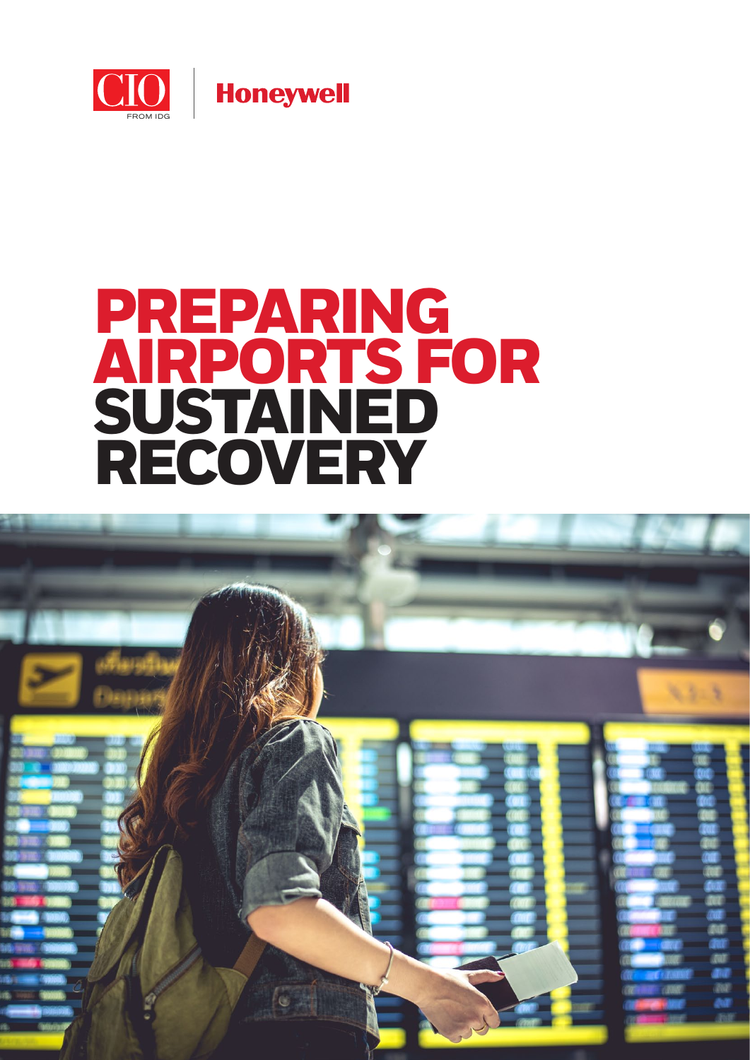CIO FROM IDG | Honeywell

# PREPARING AIRPORTS FOR SUSTAINED RECOVERY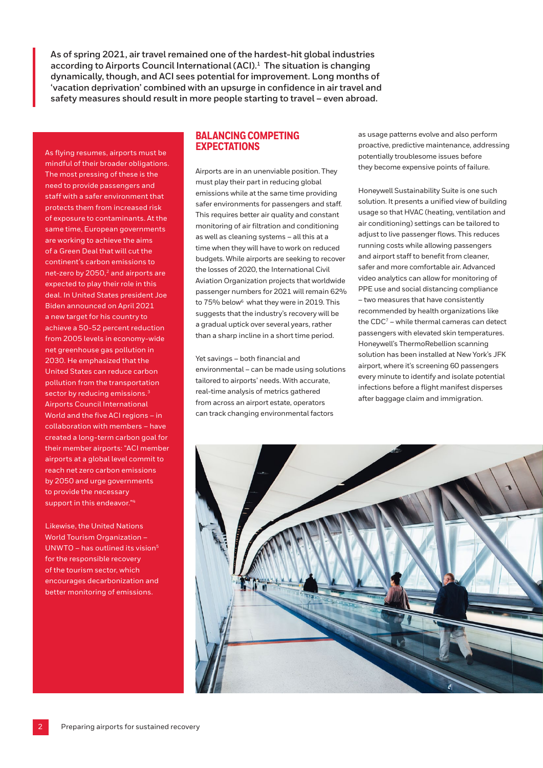As of spring 2021, air travel remained one of the hardest-hit global industries according to Airports Council International (ACI).[1] The situation is changing dynamically, though, and ACI sees potential for improvement. Long months of 'vacation deprivation' combined with an upsurge in confidence in air travel and safety measures should result in more people starting to travel – even abroad.

As flying resumes, airports must be mindful of their broader obligations. The most pressing of these is the need to provide passengers and staff with a safer environment that protects them from increased risk of exposure to contaminants. At the same time, European governments are working to achieve the aims of a Green Deal that will cut the continent's carbon emissions to net-zero by 2050,[2] and airports are expected to play their role in this deal. In United States president Joe Biden announced on April 2021 a new target for his country to achieve a 50-52 percent reduction from 2005 levels in economy-wide net greenhouse gas pollution in 2030. He emphasized that the United States can reduce carbon pollution from the transportation sector by reducing emissions.[3] Airports Council International World and the five ACI regions – in collaboration with members – have created a long-term carbon goal for their member airports: "ACI member airports at a global level commit to reach net zero carbon emissions by 2050 and urge governments to provide the necessary support in this endeavor."[4]

Likewise, the United Nations World Tourism Organization – UNWTO – has outlined its vision[5] for the responsible recovery of the tourism sector, which encourages decarbonization and better monitoring of emissions.

## BALANCING COMPETING EXPECTATIONS

Airports are in an unenviable position. They must play their part in reducing global emissions while at the same time providing safer environments for passengers and staff. This requires better air quality and constant monitoring of air filtration and conditioning as well as cleaning systems – all this at a time when they will have to work on reduced budgets. While airports are seeking to recover the losses of 2020, the International Civil Aviation Organization projects that worldwide passenger numbers for 2021 will remain 62% to 75% below[6] what they were in 2019. This suggests that the industry's recovery will be a gradual uptick over several years, rather than a sharp incline in a short time period.

Yet savings – both financial and environmental – can be made using solutions tailored to airports' needs. With accurate, real-time analysis of metrics gathered from across an airport estate, operators can track changing environmental factors as usage patterns evolve and also perform proactive, predictive maintenance, addressing potentially troublesome issues before they become expensive points of failure.

Honeywell Sustainability Suite is one such solution. It presents a unified view of building usage so that HVAC (heating, ventilation and air conditioning) settings can be tailored to adjust to live passenger flows. This reduces running costs while allowing passengers and airport staff to benefit from cleaner, safer and more comfortable air. Advanced video analytics can allow for monitoring of PPE use and social distancing compliance – two measures that have consistently recommended by health organizations like the CDC[7] – while thermal cameras can detect passengers with elevated skin temperatures. Honeywell's ThermoRebellion scanning solution has been installed at New York's JFK airport, where it's screening 60 passengers every minute to identify and isolate potential infections before a flight manifest disperses after baggage claim and immigration.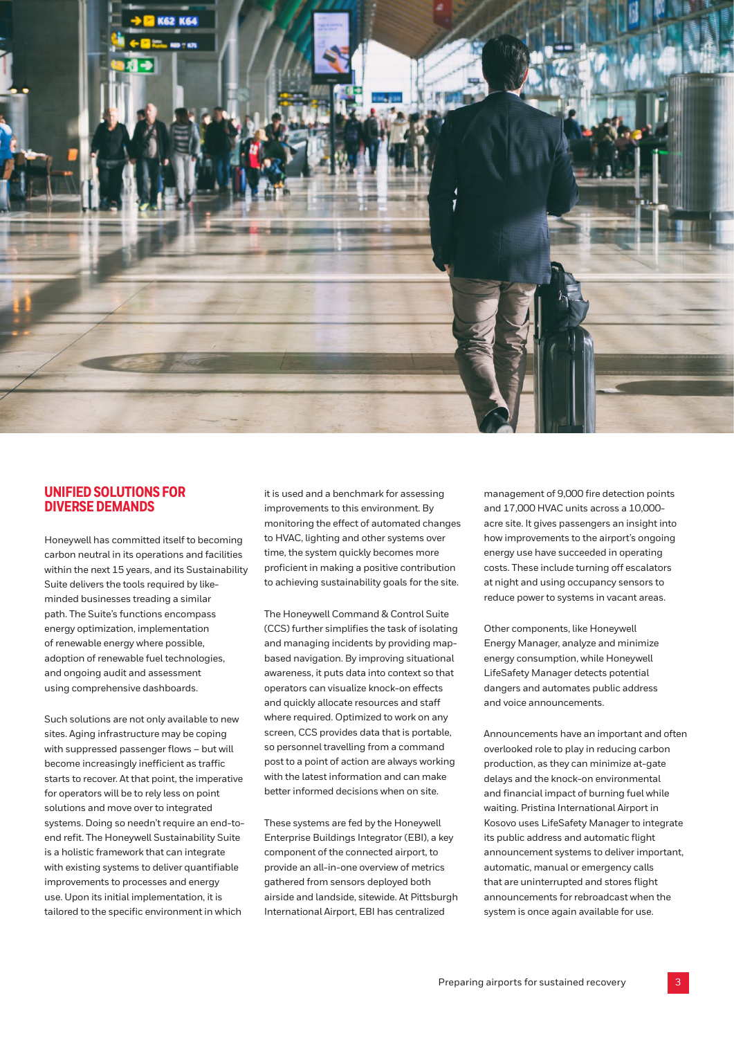## UNIFIED SOLUTIONS FOR DIVERSE DEMANDS

Honeywell has committed itself to becoming carbon neutral in its operations and facilities within the next 15 years, and its Sustainability Suite delivers the tools required by like-minded businesses treading a similar path. The Suite's functions encompass energy optimization, implementation of renewable energy where possible, adoption of renewable fuel technologies, and ongoing audit and assessment using comprehensive dashboards.

Such solutions are not only available to new sites. Aging infrastructure may be coping with suppressed passenger flows – but will become increasingly inefficient as traffic starts to recover. At that point, the imperative for operators will be to rely less on point solutions and move over to integrated systems. Doing so needn't require an end-to-end refit. The Honeywell Sustainability Suite is a holistic framework that can integrate with existing systems to deliver quantifiable improvements to processes and energy use. Upon its initial implementation, it is tailored to the specific environment in which it is used and a benchmark for assessing improvements to this environment. By monitoring the effect of automated changes to HVAC, lighting and other systems over time, the system quickly becomes more proficient in making a positive contribution to achieving sustainability goals for the site.

The Honeywell Command & Control Suite (CCS) further simplifies the task of isolating and managing incidents by providing map-based navigation. By improving situational awareness, it puts data into context so that operators can visualize knock-on effects and quickly allocate resources and staff where required. Optimized to work on any screen, CCS provides data that is portable, so personnel travelling from a command post to a point of action are always working with the latest information and can make better informed decisions when on site.

These systems are fed by the Honeywell Enterprise Buildings Integrator (EBI), a key component of the connected airport, to provide an all-in-one overview of metrics gathered from sensors deployed both airside and landside, sitewide. At Pittsburgh International Airport, EBI has centralized management of 9,000 fire detection points and 17,000 HVAC units across a 10,000-acre site. It gives passengers an insight into how improvements to the airport's ongoing energy use have succeeded in operating costs. These include turning off escalators at night and using occupancy sensors to reduce power to systems in vacant areas.

Other components, like Honeywell Energy Manager, analyze and minimize energy consumption, while Honeywell LifeSafety Manager detects potential dangers and automates public address and voice announcements.

Announcements have an important and often overlooked role to play in reducing carbon production, as they can minimize at-gate delays and the knock-on environmental and financial impact of burning fuel while waiting. Pristina International Airport in Kosovo uses LifeSafety Manager to integrate its public address and automatic flight announcement systems to deliver important, automatic, manual or emergency calls that are uninterrupted and stores flight announcements for rebroadcast when the system is once again available for use.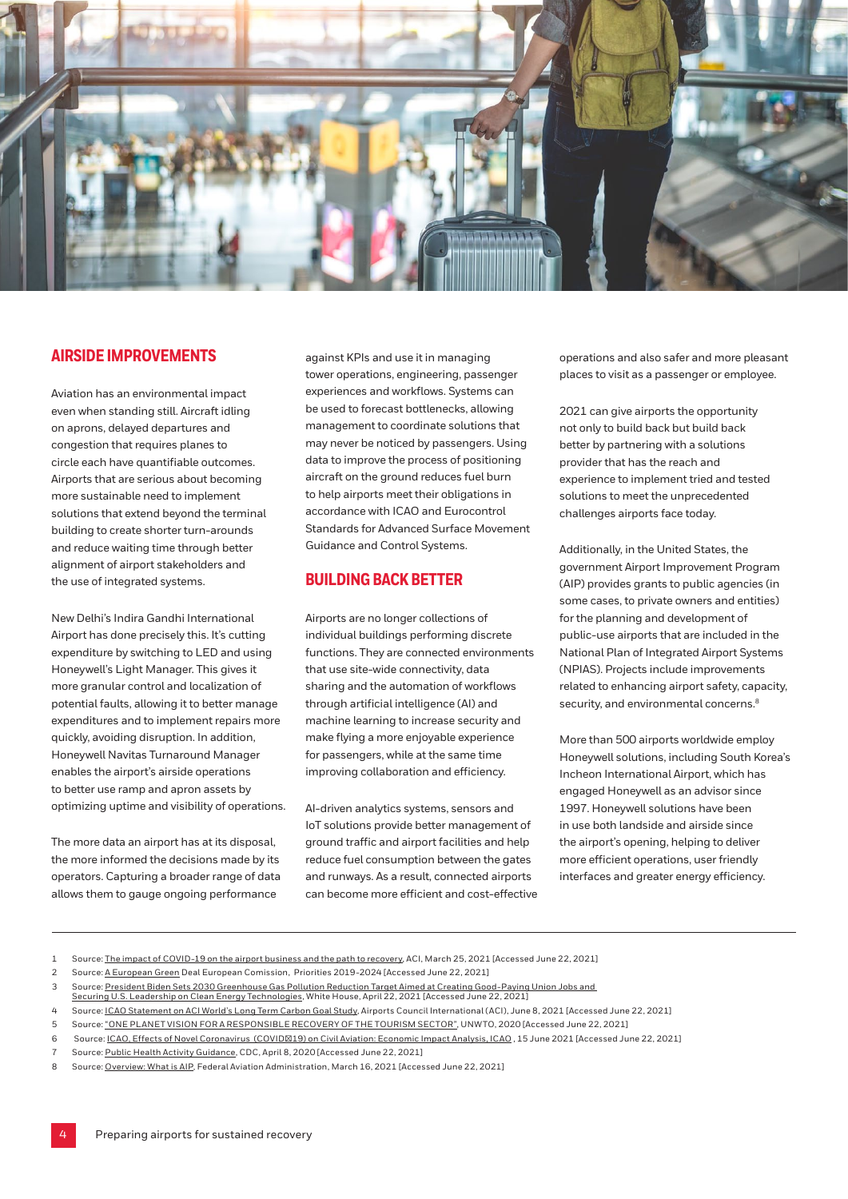## AIRSIDE IMPROVEMENTS

Aviation has an environmental impact even when standing still. Aircraft idling on aprons, delayed departures and congestion that requires planes to circle each have quantifiable outcomes. Airports that are serious about becoming more sustainable need to implement solutions that extend beyond the terminal building to create shorter turn-arounds and reduce waiting time through better alignment of airport stakeholders and the use of integrated systems.

New Delhi's Indira Gandhi International Airport has done precisely this. It's cutting expenditure by switching to LED and using Honeywell's Light Manager. This gives it more granular control and localization of potential faults, allowing it to better manage expenditures and to implement repairs more quickly, avoiding disruption. In addition, Honeywell Navitas Turnaround Manager enables the airport's airside operations to better use ramp and apron assets by optimizing uptime and visibility of operations.

The more data an airport has at its disposal, the more informed the decisions made by its operators. Capturing a broader range of data allows them to gauge ongoing performance against KPIs and use it in managing tower operations, engineering, passenger experiences and workflows. Systems can be used to forecast bottlenecks, allowing management to coordinate solutions that may never be noticed by passengers. Using data to improve the process of positioning aircraft on the ground reduces fuel burn to help airports meet their obligations in accordance with ICAO and Eurocontrol Standards for Advanced Surface Movement Guidance and Control Systems.

## BUILDING BACK BETTER

Airports are no longer collections of individual buildings performing discrete functions. They are connected environments that use site-wide connectivity, data sharing and the automation of workflows through artificial intelligence (AI) and machine learning to increase security and make flying a more enjoyable experience for passengers, while at the same time improving collaboration and efficiency.

AI-driven analytics systems, sensors and IoT solutions provide better management of ground traffic and airport facilities and help reduce fuel consumption between the gates and runways. As a result, connected airports can become more efficient and cost-effective operations and also safer and more pleasant places to visit as a passenger or employee.

2021 can give airports the opportunity not only to build back but build back better by partnering with a solutions provider that has the reach and experience to implement tried and tested solutions to meet the unprecedented challenges airports face today.

Additionally, in the United States, the government Airport Improvement Program (AIP) provides grants to public agencies (in some cases, to private owners and entities) for the planning and development of public-use airports that are included in the National Plan of Integrated Airport Systems (NPIAS). Projects include improvements related to enhancing airport safety, capacity, security, and environmental concerns.[8]

More than 500 airports worldwide employ Honeywell solutions, including South Korea's Incheon International Airport, which has engaged Honeywell as an advisor since 1997. Honeywell solutions have been in use both landside and airside since the airport's opening, helping to deliver more efficient operations, user friendly interfaces and greater energy efficiency.

---

1 Source: The impact of COVID-19 on the airport business and the path to recovery, ACI, March 25, 2021 [Accessed June 22, 2021]
2 Source: A European Green Deal European Comission, Priorities 2019-2024 [Accessed June 22, 2021]
3 Source: President Biden Sets 2030 Greenhouse Gas Pollution Reduction Target Aimed at Creating Good-Paying Union Jobs and Securing U.S. Leadership on Clean Energy Technologies, White House, April 22, 2021 [Accessed June 22, 2021]
4 Source: ICAO Statement on ACI World's Long Term Carbon Goal Study, Airports Council International (ACI), June 8, 2021 [Accessed June 22, 2021]
5 Source: "ONE PLANET VISION FOR A RESPONSIBLE RECOVERY OF THE TOURISM SECTOR", UNWTO, 2020 [Accessed June 22, 2021]
6 Source: ICAO, Effects of Novel Coronavirus (COVID‐19) on Civil Aviation: Economic Impact Analysis, ICAO , 15 June 2021 [Accessed June 22, 2021]
7 Source: Public Health Activity Guidance, CDC, April 8, 2020 [Accessed June 22, 2021]
8 Source: Overview: What is AIP, Federal Aviation Administration, March 16, 2021 [Accessed June 22, 2021]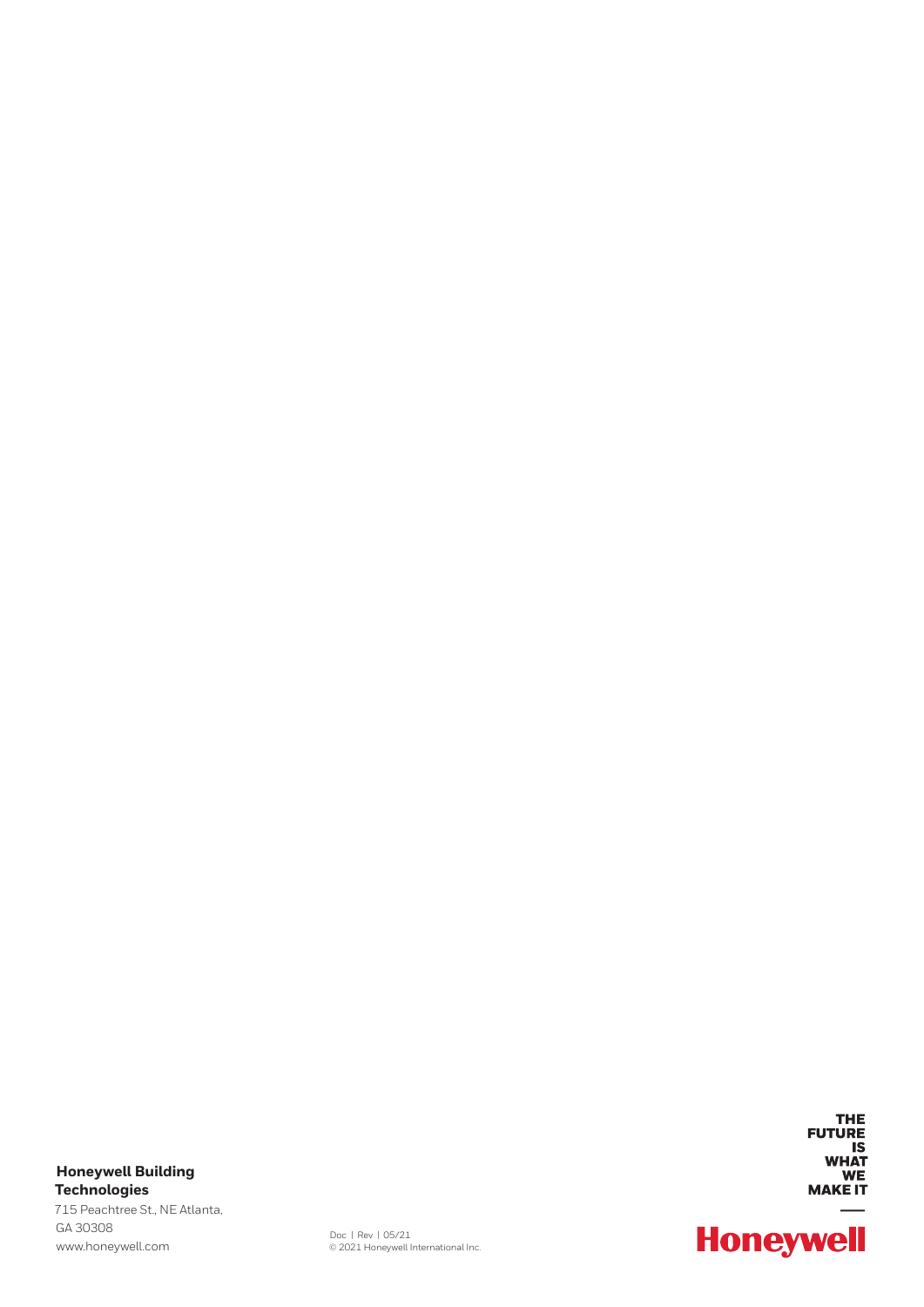**Honeywell Building Technologies**

715 Peachtree St., NE Atlanta, GA 30308

www.honeywell.com

Doc | Rev | 05/21

© 2021 Honeywell International Inc.

THE
FUTURE
IS
WHAT
WE
MAKE IT

Honeywell